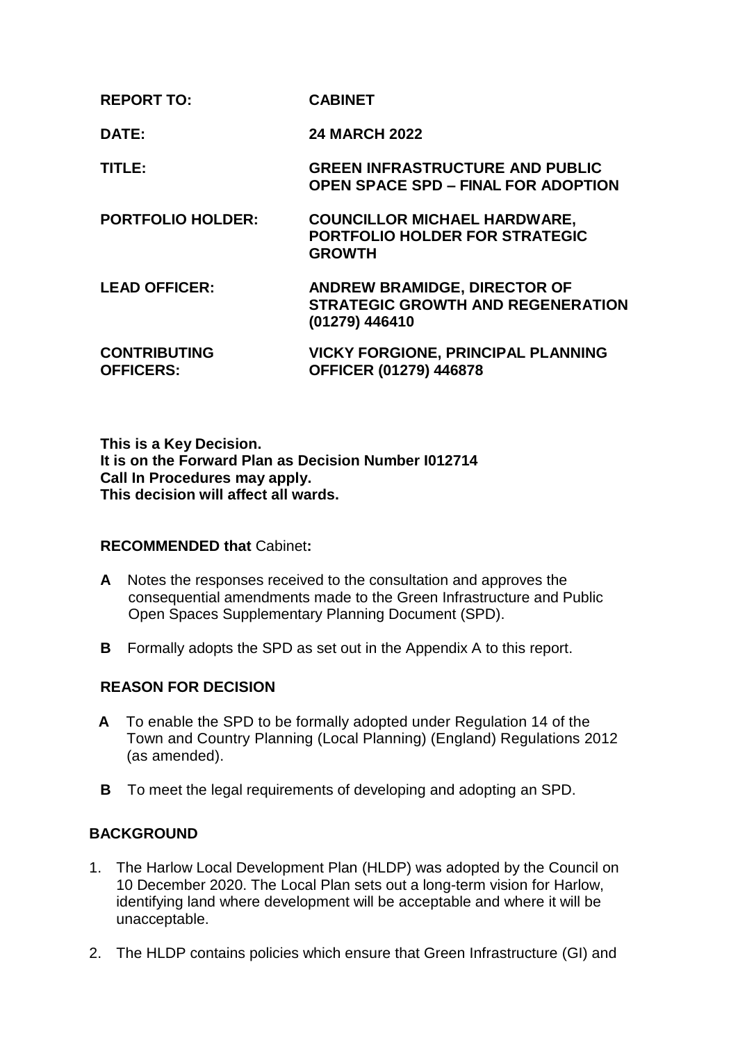| | |
|---|---|
| **REPORT TO:** | **CABINET** |
| **DATE:** | **24 MARCH 2022** |
| **TITLE:** | **GREEN INFRASTRUCTURE AND PUBLIC OPEN SPACE SPD – FINAL FOR ADOPTION** |
| **PORTFOLIO HOLDER:** | **COUNCILLOR MICHAEL HARDWARE, PORTFOLIO HOLDER FOR STRATEGIC GROWTH** |
| **LEAD OFFICER:** | **ANDREW BRAMIDGE, DIRECTOR OF STRATEGIC GROWTH AND REGENERATION (01279) 446410** |
| **CONTRIBUTING OFFICERS:** | **VICKY FORGIONE, PRINCIPAL PLANNING OFFICER (01279) 446878** |

**This is a Key Decision.**
**It is on the Forward Plan as Decision Number I012714**
**Call In Procedures may apply.**
**This decision will affect all wards.**

**RECOMMENDED that** Cabinet**:**

**A** Notes the responses received to the consultation and approves the consequential amendments made to the Green Infrastructure and Public Open Spaces Supplementary Planning Document (SPD).

**B** Formally adopts the SPD as set out in the Appendix A to this report.

## REASON FOR DECISION

**A** To enable the SPD to be formally adopted under Regulation 14 of the Town and Country Planning (Local Planning) (England) Regulations 2012 (as amended).

**B** To meet the legal requirements of developing and adopting an SPD.

## BACKGROUND

1. The Harlow Local Development Plan (HLDP) was adopted by the Council on 10 December 2020. The Local Plan sets out a long-term vision for Harlow, identifying land where development will be acceptable and where it will be unacceptable.

2. The HLDP contains policies which ensure that Green Infrastructure (GI) and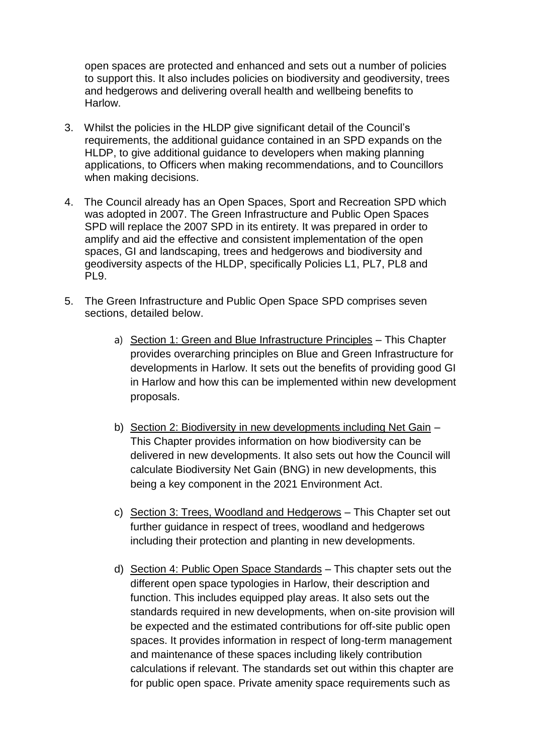open spaces are protected and enhanced and sets out a number of policies to support this. It also includes policies on biodiversity and geodiversity, trees and hedgerows and delivering overall health and wellbeing benefits to Harlow.

3. Whilst the policies in the HLDP give significant detail of the Council's requirements, the additional guidance contained in an SPD expands on the HLDP, to give additional guidance to developers when making planning applications, to Officers when making recommendations, and to Councillors when making decisions.

4. The Council already has an Open Spaces, Sport and Recreation SPD which was adopted in 2007. The Green Infrastructure and Public Open Spaces SPD will replace the 2007 SPD in its entirety. It was prepared in order to amplify and aid the effective and consistent implementation of the open spaces, GI and landscaping, trees and hedgerows and biodiversity and geodiversity aspects of the HLDP, specifically Policies L1, PL7, PL8 and PL9.

5. The Green Infrastructure and Public Open Space SPD comprises seven sections, detailed below.

   a) <u>Section 1: Green and Blue Infrastructure Principles</u> – This Chapter provides overarching principles on Blue and Green Infrastructure for developments in Harlow. It sets out the benefits of providing good GI in Harlow and how this can be implemented within new development proposals.

   b) <u>Section 2: Biodiversity in new developments including Net Gain</u> – This Chapter provides information on how biodiversity can be delivered in new developments. It also sets out how the Council will calculate Biodiversity Net Gain (BNG) in new developments, this being a key component in the 2021 Environment Act.

   c) <u>Section 3: Trees, Woodland and Hedgerows</u> – This Chapter set out further guidance in respect of trees, woodland and hedgerows including their protection and planting in new developments.

   d) <u>Section 4: Public Open Space Standards</u> – This chapter sets out the different open space typologies in Harlow, their description and function. This includes equipped play areas. It also sets out the standards required in new developments, when on-site provision will be expected and the estimated contributions for off-site public open spaces. It provides information in respect of long-term management and maintenance of these spaces including likely contribution calculations if relevant. The standards set out within this chapter are for public open space. Private amenity space requirements such as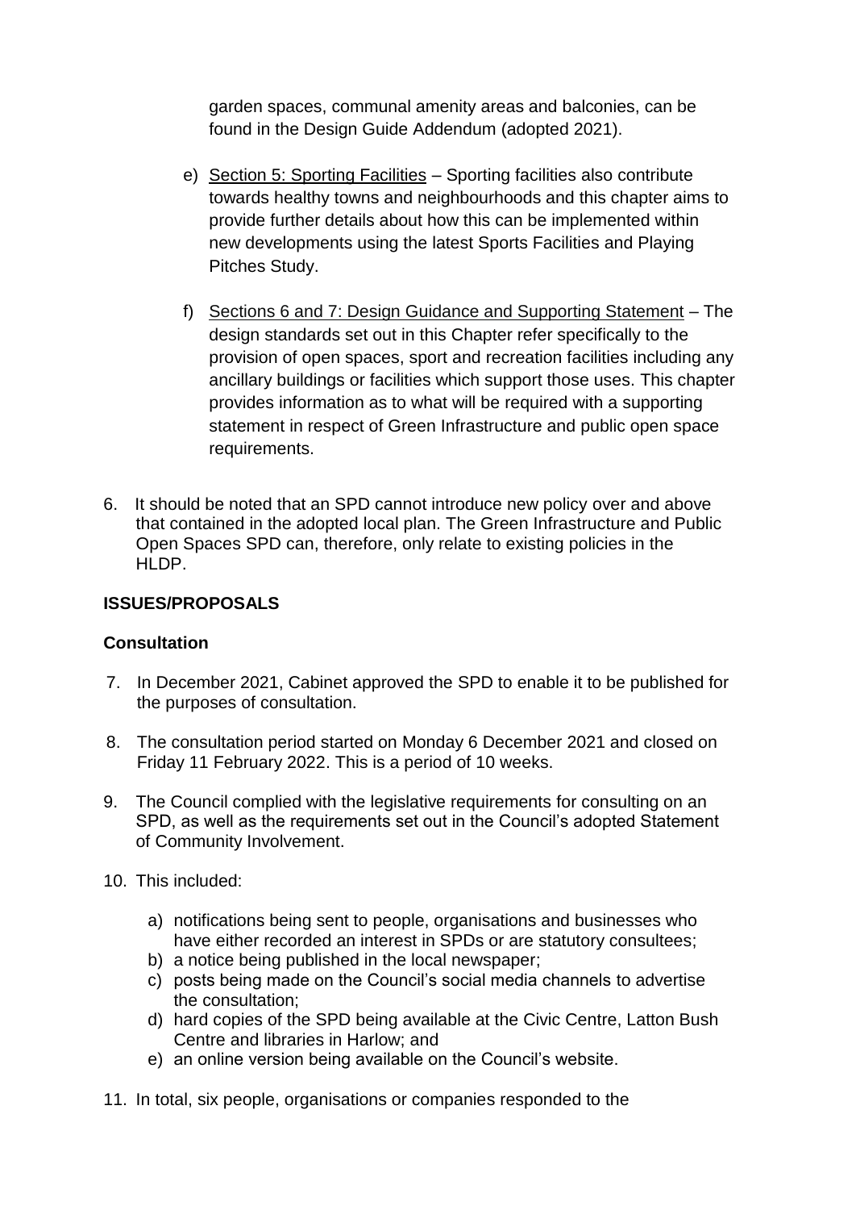garden spaces, communal amenity areas and balconies, can be found in the Design Guide Addendum (adopted 2021).

e) Section 5: Sporting Facilities – Sporting facilities also contribute towards healthy towns and neighbourhoods and this chapter aims to provide further details about how this can be implemented within new developments using the latest Sports Facilities and Playing Pitches Study.

f) Sections 6 and 7: Design Guidance and Supporting Statement – The design standards set out in this Chapter refer specifically to the provision of open spaces, sport and recreation facilities including any ancillary buildings or facilities which support those uses. This chapter provides information as to what will be required with a supporting statement in respect of Green Infrastructure and public open space requirements.

6. It should be noted that an SPD cannot introduce new policy over and above that contained in the adopted local plan. The Green Infrastructure and Public Open Spaces SPD can, therefore, only relate to existing policies in the HLDP.

**ISSUES/PROPOSALS**

**Consultation**

7. In December 2021, Cabinet approved the SPD to enable it to be published for the purposes of consultation.

8. The consultation period started on Monday 6 December 2021 and closed on Friday 11 February 2022. This is a period of 10 weeks.

9. The Council complied with the legislative requirements for consulting on an SPD, as well as the requirements set out in the Council's adopted Statement of Community Involvement.

10. This included:

    a) notifications being sent to people, organisations and businesses who have either recorded an interest in SPDs or are statutory consultees;
    b) a notice being published in the local newspaper;
    c) posts being made on the Council's social media channels to advertise the consultation;
    d) hard copies of the SPD being available at the Civic Centre, Latton Bush Centre and libraries in Harlow; and
    e) an online version being available on the Council's website.

11. In total, six people, organisations or companies responded to the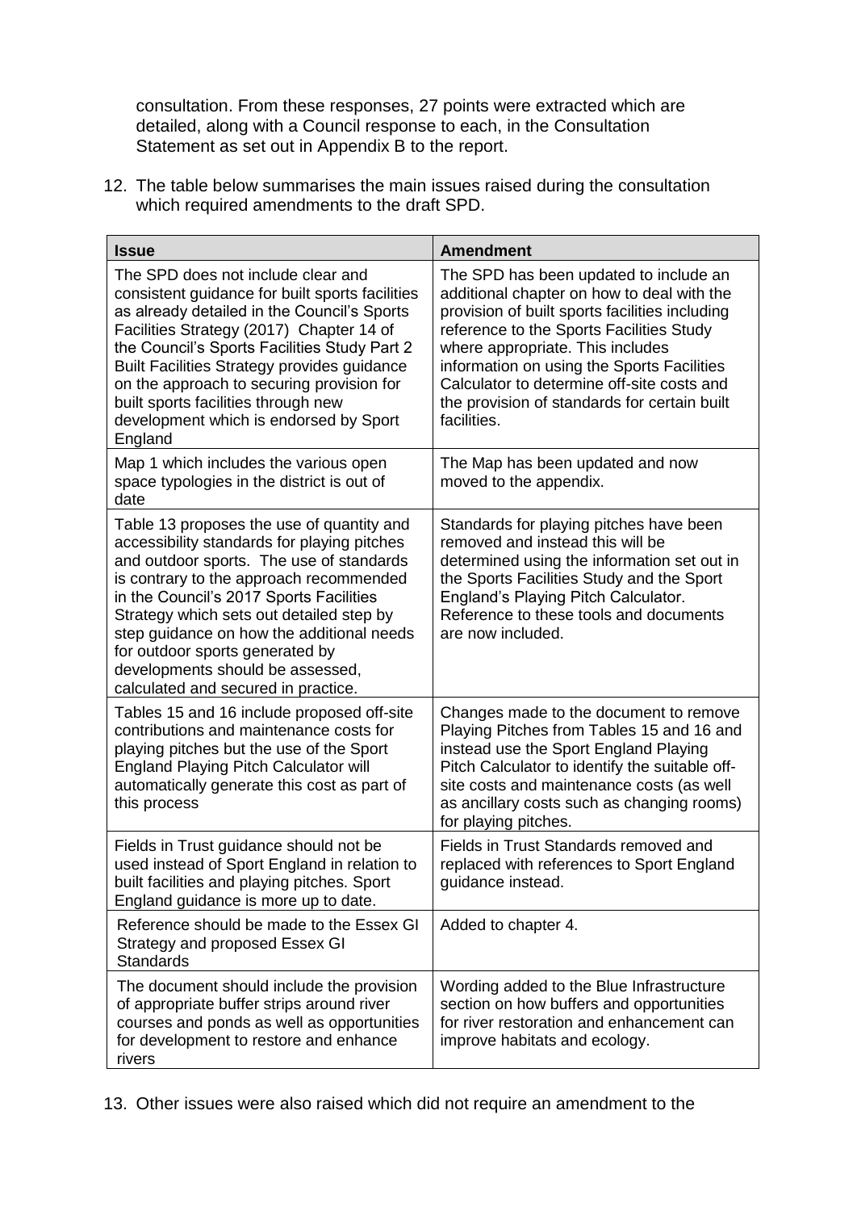consultation. From these responses, 27 points were extracted which are detailed, along with a Council response to each, in the Consultation Statement as set out in Appendix B to the report.

12. The table below summarises the main issues raised during the consultation which required amendments to the draft SPD.

| Issue | Amendment |
|---|---|
| The SPD does not include clear and consistent guidance for built sports facilities as already detailed in the Council's Sports Facilities Strategy (2017) Chapter 14 of the Council's Sports Facilities Study Part 2 Built Facilities Strategy provides guidance on the approach to securing provision for built sports facilities through new development which is endorsed by Sport England | The SPD has been updated to include an additional chapter on how to deal with the provision of built sports facilities including reference to the Sports Facilities Study where appropriate. This includes information on using the Sports Facilities Calculator to determine off-site costs and the provision of standards for certain built facilities. |
| Map 1 which includes the various open space typologies in the district is out of date | The Map has been updated and now moved to the appendix. |
| Table 13 proposes the use of quantity and accessibility standards for playing pitches and outdoor sports. The use of standards is contrary to the approach recommended in the Council's 2017 Sports Facilities Strategy which sets out detailed step by step guidance on how the additional needs for outdoor sports generated by developments should be assessed, calculated and secured in practice. | Standards for playing pitches have been removed and instead this will be determined using the information set out in the Sports Facilities Study and the Sport England's Playing Pitch Calculator. Reference to these tools and documents are now included. |
| Tables 15 and 16 include proposed off-site contributions and maintenance costs for playing pitches but the use of the Sport England Playing Pitch Calculator will automatically generate this cost as part of this process | Changes made to the document to remove Playing Pitches from Tables 15 and 16 and instead use the Sport England Playing Pitch Calculator to identify the suitable off-site costs and maintenance costs (as well as ancillary costs such as changing rooms) for playing pitches. |
| Fields in Trust guidance should not be used instead of Sport England in relation to built facilities and playing pitches. Sport England guidance is more up to date. | Fields in Trust Standards removed and replaced with references to Sport England guidance instead. |
| Reference should be made to the Essex GI Strategy and proposed Essex GI Standards | Added to chapter 4. |
| The document should include the provision of appropriate buffer strips around river courses and ponds as well as opportunities for development to restore and enhance rivers | Wording added to the Blue Infrastructure section on how buffers and opportunities for river restoration and enhancement can improve habitats and ecology. |

13. Other issues were also raised which did not require an amendment to the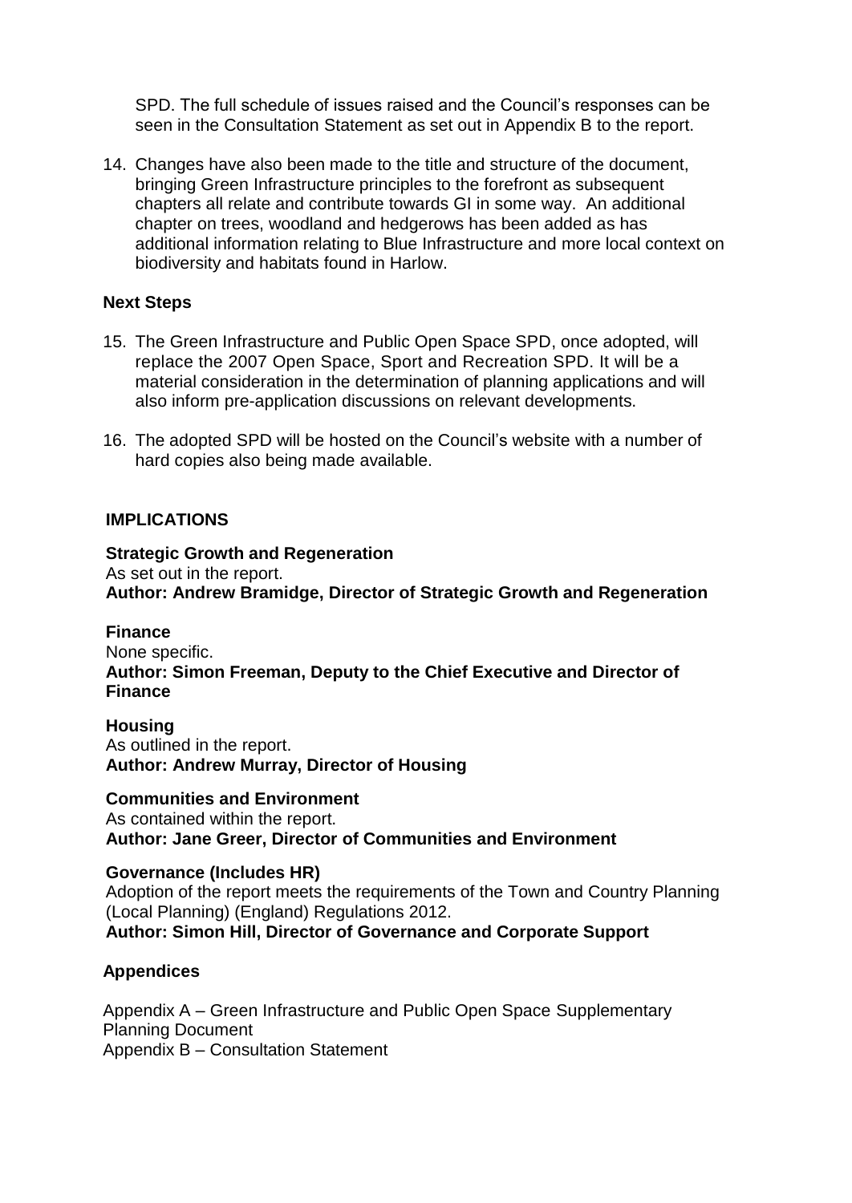SPD. The full schedule of issues raised and the Council's responses can be seen in the Consultation Statement as set out in Appendix B to the report.

14. Changes have also been made to the title and structure of the document, bringing Green Infrastructure principles to the forefront as subsequent chapters all relate and contribute towards GI in some way. An additional chapter on trees, woodland and hedgerows has been added as has additional information relating to Blue Infrastructure and more local context on biodiversity and habitats found in Harlow.

**Next Steps**

15. The Green Infrastructure and Public Open Space SPD, once adopted, will replace the 2007 Open Space, Sport and Recreation SPD. It will be a material consideration in the determination of planning applications and will also inform pre-application discussions on relevant developments.

16. The adopted SPD will be hosted on the Council's website with a number of hard copies also being made available.

**IMPLICATIONS**

**Strategic Growth and Regeneration**
As set out in the report.
**Author: Andrew Bramidge, Director of Strategic Growth and Regeneration**

**Finance**
None specific.
**Author: Simon Freeman, Deputy to the Chief Executive and Director of Finance**

**Housing**
As outlined in the report.
**Author: Andrew Murray, Director of Housing**

**Communities and Environment**
As contained within the report.
**Author: Jane Greer, Director of Communities and Environment**

**Governance (Includes HR)**
Adoption of the report meets the requirements of the Town and Country Planning (Local Planning) (England) Regulations 2012.
**Author: Simon Hill, Director of Governance and Corporate Support**

**Appendices**

Appendix A – Green Infrastructure and Public Open Space Supplementary Planning Document
Appendix B – Consultation Statement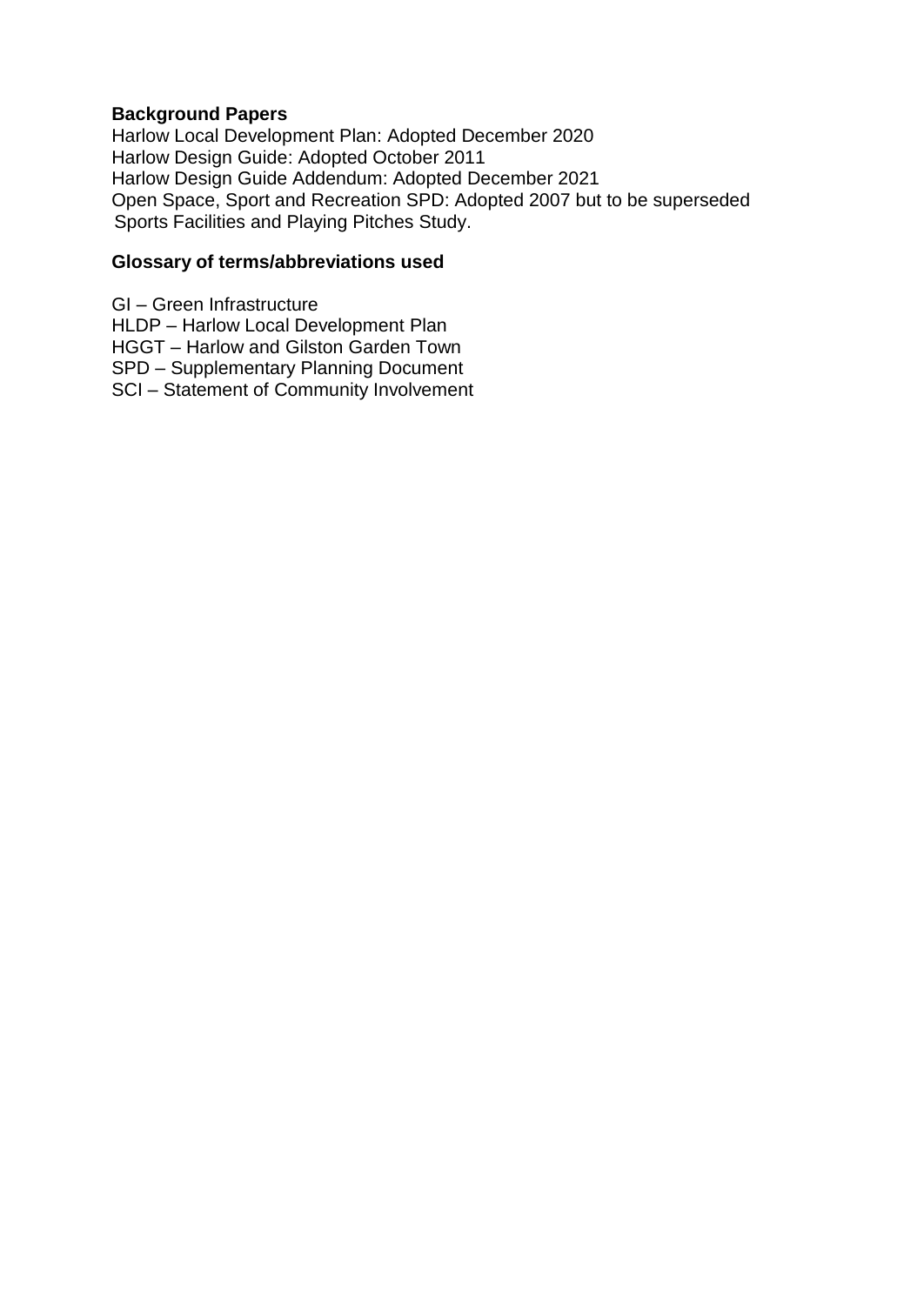**Background Papers**

Harlow Local Development Plan: Adopted December 2020
Harlow Design Guide: Adopted October 2011
Harlow Design Guide Addendum: Adopted December 2021
Open Space, Sport and Recreation SPD: Adopted 2007 but to be superseded
Sports Facilities and Playing Pitches Study.

**Glossary of terms/abbreviations used**

GI – Green Infrastructure
HLDP – Harlow Local Development Plan
HGGT – Harlow and Gilston Garden Town
SPD – Supplementary Planning Document
SCI – Statement of Community Involvement